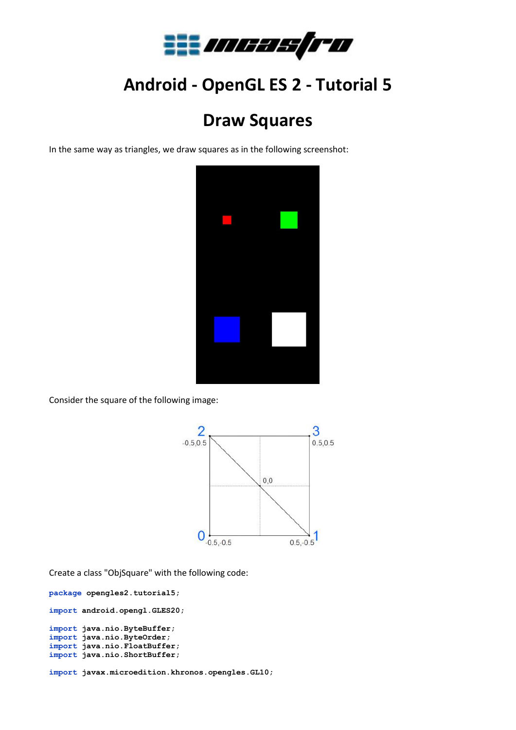# Android - OpenGL ES 2 - Tutorial 5

## Draw Squares

In the same way as triangles, we draw squares as in the following screenshot:

Consider the square of the following image:

Create a class "ObjSquare" with the following code:

```
package opengles2.tutorial5;

import android.opengl.GLES20;

import java.nio.ByteBuffer;
import java.nio.ByteOrder;
import java.nio.FloatBuffer;
import java.nio.ShortBuffer;

import javax.microedition.khronos.opengles.GL10;
```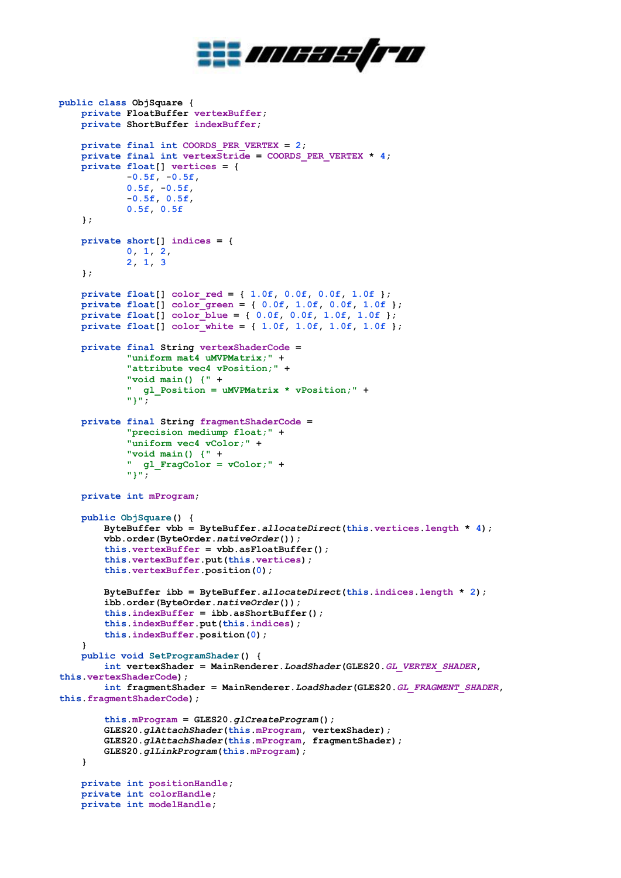```java
public class ObjSquare {
    private FloatBuffer vertexBuffer;
    private ShortBuffer indexBuffer;

    private final int COORDS_PER_VERTEX = 2;
    private final int vertexStride = COORDS_PER_VERTEX * 4;
    private float[] vertices = {
            -0.5f, -0.5f,
            0.5f, -0.5f,
            -0.5f, 0.5f,
            0.5f, 0.5f
    };

    private short[] indices = {
            0, 1, 2,
            2, 1, 3
    };

    private float[] color_red = { 1.0f, 0.0f, 0.0f, 1.0f };
    private float[] color_green = { 0.0f, 1.0f, 0.0f, 1.0f };
    private float[] color_blue = { 0.0f, 0.0f, 1.0f, 1.0f };
    private float[] color_white = { 1.0f, 1.0f, 1.0f, 1.0f };

    private final String vertexShaderCode =
            "uniform mat4 uMVPMatrix;" +
            "attribute vec4 vPosition;" +
            "void main() {" +
            "  gl_Position = uMVPMatrix * vPosition;" +
            "}";

    private final String fragmentShaderCode =
            "precision mediump float;" +
            "uniform vec4 vColor;" +
            "void main() {" +
            "  gl_FragColor = vColor;" +
            "}";

    private int mProgram;

    public ObjSquare() {
        ByteBuffer vbb = ByteBuffer.allocateDirect(this.vertices.length * 4);
        vbb.order(ByteOrder.nativeOrder());
        this.vertexBuffer = vbb.asFloatBuffer();
        this.vertexBuffer.put(this.vertices);
        this.vertexBuffer.position(0);

        ByteBuffer ibb = ByteBuffer.allocateDirect(this.indices.length * 2);
        ibb.order(ByteOrder.nativeOrder());
        this.indexBuffer = ibb.asShortBuffer();
        this.indexBuffer.put(this.indices);
        this.indexBuffer.position(0);
    }
    public void SetProgramShader() {
        int vertexShader = MainRenderer.LoadShader(GLES20.GL_VERTEX_SHADER,
this.vertexShaderCode);
        int fragmentShader = MainRenderer.LoadShader(GLES20.GL_FRAGMENT_SHADER,
this.fragmentShaderCode);

        this.mProgram = GLES20.glCreateProgram();
        GLES20.glAttachShader(this.mProgram, vertexShader);
        GLES20.glAttachShader(this.mProgram, fragmentShader);
        GLES20.glLinkProgram(this.mProgram);
    }

    private int positionHandle;
    private int colorHandle;
    private int modelHandle;
```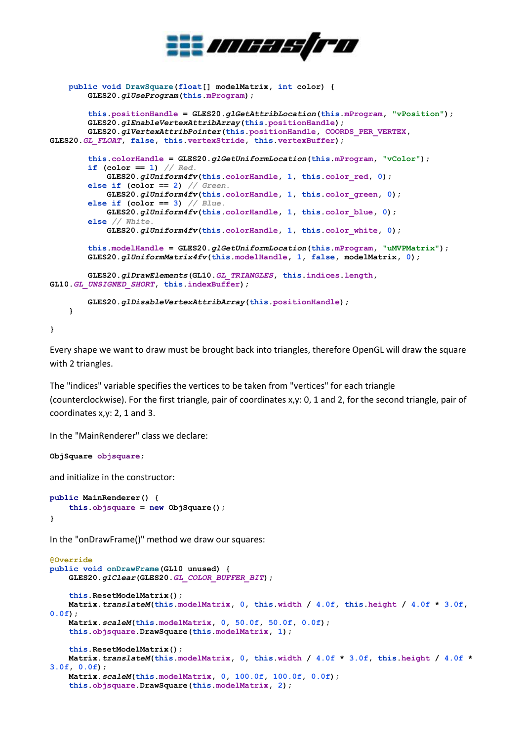```
    public void DrawSquare(float[] modelMatrix, int color) {
        GLES20.glUseProgram(this.mProgram);

        this.positionHandle = GLES20.glGetAttribLocation(this.mProgram, "vPosition");
        GLES20.glEnableVertexAttribArray(this.positionHandle);
        GLES20.glVertexAttribPointer(this.positionHandle, COORDS_PER_VERTEX,
GLES20.GL_FLOAT, false, this.vertexStride, this.vertexBuffer);

        this.colorHandle = GLES20.glGetUniformLocation(this.mProgram, "vColor");
        if (color == 1) // Red.
            GLES20.glUniform4fv(this.colorHandle, 1, this.color_red, 0);
        else if (color == 2) // Green.
            GLES20.glUniform4fv(this.colorHandle, 1, this.color_green, 0);
        else if (color == 3) // Blue.
            GLES20.glUniform4fv(this.colorHandle, 1, this.color_blue, 0);
        else // White.
            GLES20.glUniform4fv(this.colorHandle, 1, this.color_white, 0);

        this.modelHandle = GLES20.glGetUniformLocation(this.mProgram, "uMVPMatrix");
        GLES20.glUniformMatrix4fv(this.modelHandle, 1, false, modelMatrix, 0);

        GLES20.glDrawElements(GL10.GL_TRIANGLES, this.indices.length,
GL10.GL_UNSIGNED_SHORT, this.indexBuffer);

        GLES20.glDisableVertexAttribArray(this.positionHandle);
    }

}
```

Every shape we want to draw must be brought back into triangles, therefore OpenGL will draw the square with 2 triangles.

The "indices" variable specifies the vertices to be taken from "vertices" for each triangle (counterclockwise). For the first triangle, pair of coordinates x,y: 0, 1 and 2, for the second triangle, pair of coordinates x,y: 2, 1 and 3.

In the "MainRenderer" class we declare:

```
ObjSquare objsquare;
```

and initialize in the constructor:

```
public MainRenderer() {
    this.objsquare = new ObjSquare();
}
```

In the "onDrawFrame()" method we draw our squares:

```
@Override
public void onDrawFrame(GL10 unused) {
    GLES20.glClear(GLES20.GL_COLOR_BUFFER_BIT);

    this.ResetModelMatrix();
    Matrix.translateM(this.modelMatrix, 0, this.width / 4.0f, this.height / 4.0f * 3.0f,
0.0f);
    Matrix.scaleM(this.modelMatrix, 0, 50.0f, 50.0f, 0.0f);
    this.objsquare.DrawSquare(this.modelMatrix, 1);

    this.ResetModelMatrix();
    Matrix.translateM(this.modelMatrix, 0, this.width / 4.0f * 3.0f, this.height / 4.0f *
3.0f, 0.0f);
    Matrix.scaleM(this.modelMatrix, 0, 100.0f, 100.0f, 0.0f);
    this.objsquare.DrawSquare(this.modelMatrix, 2);
```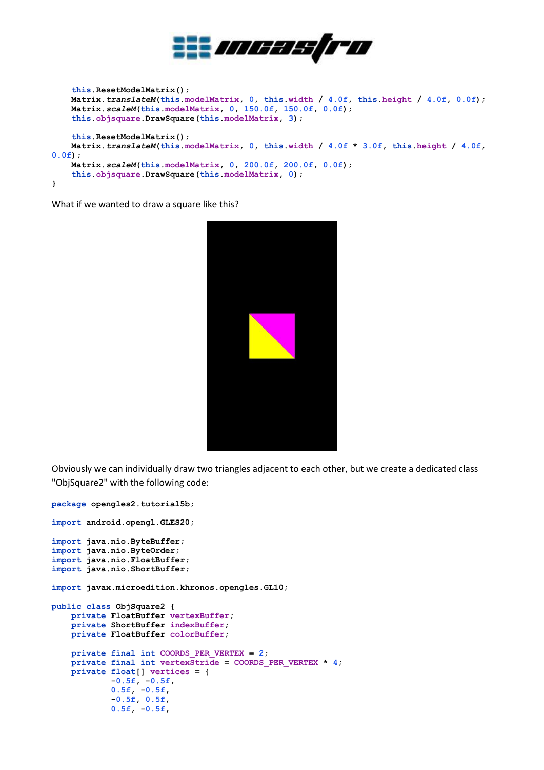```
    this.ResetModelMatrix();
    Matrix.translateM(this.modelMatrix, 0, this.width / 4.0f, this.height / 4.0f, 0.0f);
    Matrix.scaleM(this.modelMatrix, 0, 150.0f, 150.0f, 0.0f);
    this.objsquare.DrawSquare(this.modelMatrix, 3);

    this.ResetModelMatrix();
    Matrix.translateM(this.modelMatrix, 0, this.width / 4.0f * 3.0f, this.height / 4.0f,
0.0f);
    Matrix.scaleM(this.modelMatrix, 0, 200.0f, 200.0f, 0.0f);
    this.objsquare.DrawSquare(this.modelMatrix, 0);
}
```

What if we wanted to draw a square like this?

Obviously we can individually draw two triangles adjacent to each other, but we create a dedicated class "ObjSquare2" with the following code:

```
package opengles2.tutorial5b;

import android.opengl.GLES20;

import java.nio.ByteBuffer;
import java.nio.ByteOrder;
import java.nio.FloatBuffer;
import java.nio.ShortBuffer;

import javax.microedition.khronos.opengles.GL10;

public class ObjSquare2 {
    private FloatBuffer vertexBuffer;
    private ShortBuffer indexBuffer;
    private FloatBuffer colorBuffer;

    private final int COORDS_PER_VERTEX = 2;
    private final int vertexStride = COORDS_PER_VERTEX * 4;
    private float[] vertices = {
            -0.5f, -0.5f,
            0.5f, -0.5f,
            -0.5f, 0.5f,
            0.5f, -0.5f,
```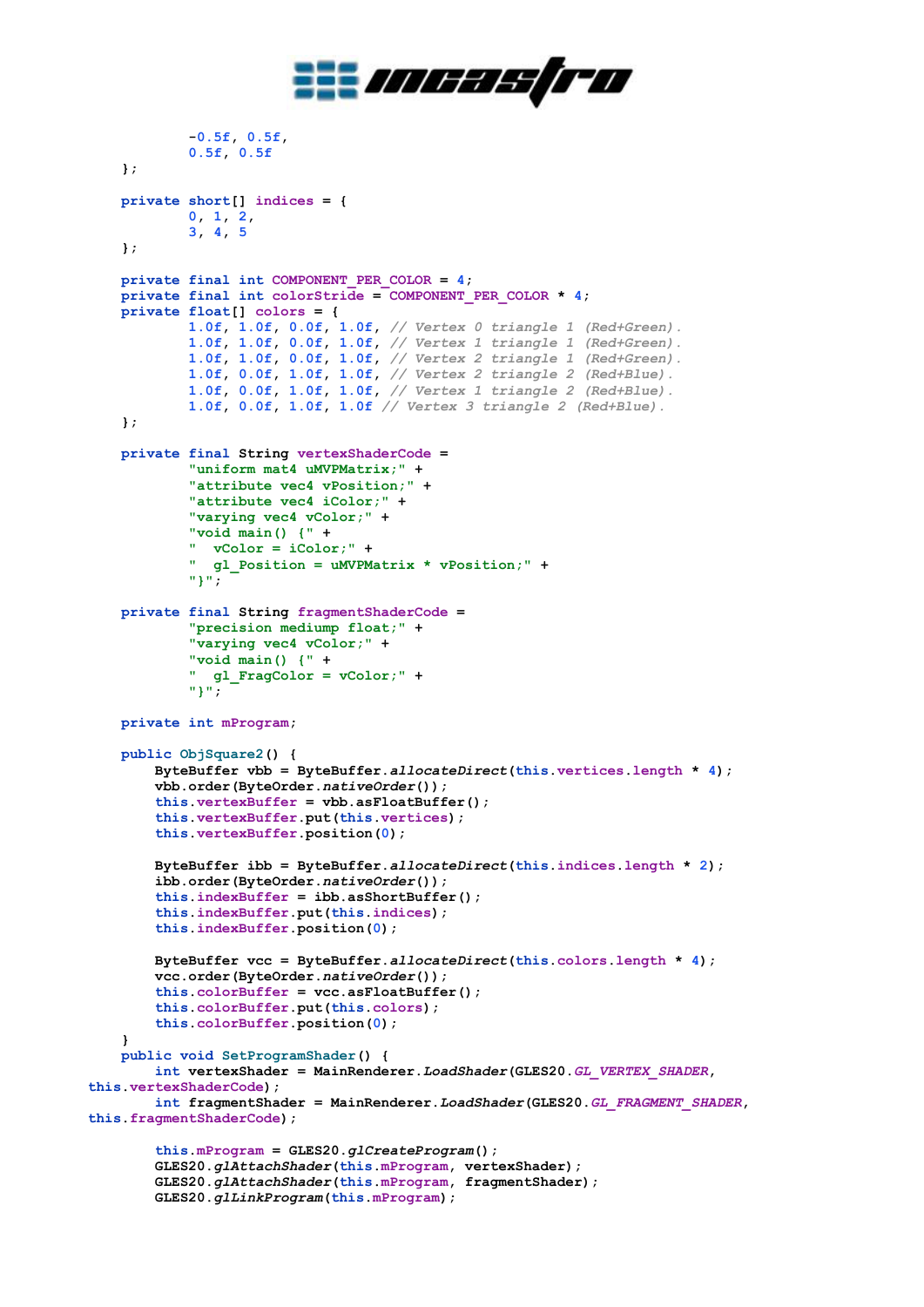```
            -0.5f, 0.5f,
            0.5f, 0.5f
    };

    private short[] indices = {
            0, 1, 2,
            3, 4, 5
    };

    private final int COMPONENT_PER_COLOR = 4;
    private final int colorStride = COMPONENT_PER_COLOR * 4;
    private float[] colors = {
            1.0f, 1.0f, 0.0f, 1.0f, // Vertex 0 triangle 1 (Red+Green).
            1.0f, 1.0f, 0.0f, 1.0f, // Vertex 1 triangle 1 (Red+Green).
            1.0f, 1.0f, 0.0f, 1.0f, // Vertex 2 triangle 1 (Red+Green).
            1.0f, 0.0f, 1.0f, 1.0f, // Vertex 2 triangle 2 (Red+Blue).
            1.0f, 0.0f, 1.0f, 1.0f, // Vertex 1 triangle 2 (Red+Blue).
            1.0f, 0.0f, 1.0f, 1.0f // Vertex 3 triangle 2 (Red+Blue).
    };

    private final String vertexShaderCode =
            "uniform mat4 uMVPMatrix;" +
            "attribute vec4 vPosition;" +
            "attribute vec4 iColor;" +
            "varying vec4 vColor;" +
            "void main() {" +
            "  vColor = iColor;" +
            "  gl_Position = uMVPMatrix * vPosition;" +
            "}";

    private final String fragmentShaderCode =
            "precision mediump float;" +
            "varying vec4 vColor;" +
            "void main() {" +
            "  gl_FragColor = vColor;" +
            "}";

    private int mProgram;

    public ObjSquare2() {
        ByteBuffer vbb = ByteBuffer.allocateDirect(this.vertices.length * 4);
        vbb.order(ByteOrder.nativeOrder());
        this.vertexBuffer = vbb.asFloatBuffer();
        this.vertexBuffer.put(this.vertices);
        this.vertexBuffer.position(0);

        ByteBuffer ibb = ByteBuffer.allocateDirect(this.indices.length * 2);
        ibb.order(ByteOrder.nativeOrder());
        this.indexBuffer = ibb.asShortBuffer();
        this.indexBuffer.put(this.indices);
        this.indexBuffer.position(0);

        ByteBuffer vcc = ByteBuffer.allocateDirect(this.colors.length * 4);
        vcc.order(ByteOrder.nativeOrder());
        this.colorBuffer = vcc.asFloatBuffer();
        this.colorBuffer.put(this.colors);
        this.colorBuffer.position(0);
    }
    public void SetProgramShader() {
        int vertexShader = MainRenderer.LoadShader(GLES20.GL_VERTEX_SHADER,
this.vertexShaderCode);
        int fragmentShader = MainRenderer.LoadShader(GLES20.GL_FRAGMENT_SHADER,
this.fragmentShaderCode);

        this.mProgram = GLES20.glCreateProgram();
        GLES20.glAttachShader(this.mProgram, vertexShader);
        GLES20.glAttachShader(this.mProgram, fragmentShader);
        GLES20.glLinkProgram(this.mProgram);
```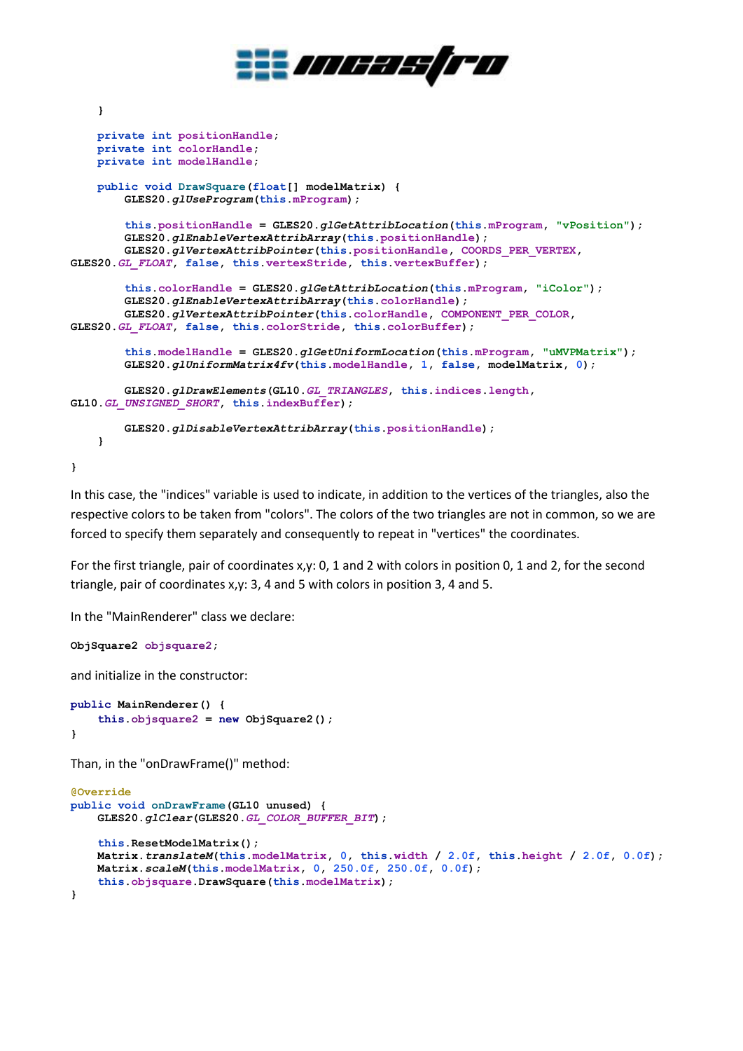```java
    }

    private int positionHandle;
    private int colorHandle;
    private int modelHandle;

    public void DrawSquare(float[] modelMatrix) {
        GLES20.glUseProgram(this.mProgram);

        this.positionHandle = GLES20.glGetAttribLocation(this.mProgram, "vPosition");
        GLES20.glEnableVertexAttribArray(this.positionHandle);
        GLES20.glVertexAttribPointer(this.positionHandle, COORDS_PER_VERTEX,
GLES20.GL_FLOAT, false, this.vertexStride, this.vertexBuffer);

        this.colorHandle = GLES20.glGetAttribLocation(this.mProgram, "iColor");
        GLES20.glEnableVertexAttribArray(this.colorHandle);
        GLES20.glVertexAttribPointer(this.colorHandle, COMPONENT_PER_COLOR,
GLES20.GL_FLOAT, false, this.colorStride, this.colorBuffer);

        this.modelHandle = GLES20.glGetUniformLocation(this.mProgram, "uMVPMatrix");
        GLES20.glUniformMatrix4fv(this.modelHandle, 1, false, modelMatrix, 0);

        GLES20.glDrawElements(GL10.GL_TRIANGLES, this.indices.length,
GL10.GL_UNSIGNED_SHORT, this.indexBuffer);

        GLES20.glDisableVertexAttribArray(this.positionHandle);
    }

}
```

In this case, the "indices" variable is used to indicate, in addition to the vertices of the triangles, also the respective colors to be taken from "colors". The colors of the two triangles are not in common, so we are forced to specify them separately and consequently to repeat in "vertices" the coordinates.

For the first triangle, pair of coordinates x,y: 0, 1 and 2 with colors in position 0, 1 and 2, for the second triangle, pair of coordinates x,y: 3, 4 and 5 with colors in position 3, 4 and 5.

In the "MainRenderer" class we declare:

```java
ObjSquare2 objsquare2;
```

and initialize in the constructor:

```java
public MainRenderer() {
    this.objsquare2 = new ObjSquare2();
}
```

Than, in the "onDrawFrame()" method:

```java
@Override
public void onDrawFrame(GL10 unused) {
    GLES20.glClear(GLES20.GL_COLOR_BUFFER_BIT);

    this.ResetModelMatrix();
    Matrix.translateM(this.modelMatrix, 0, this.width / 2.0f, this.height / 2.0f, 0.0f);
    Matrix.scaleM(this.modelMatrix, 0, 250.0f, 250.0f, 0.0f);
    this.objsquare.DrawSquare(this.modelMatrix);
}
```